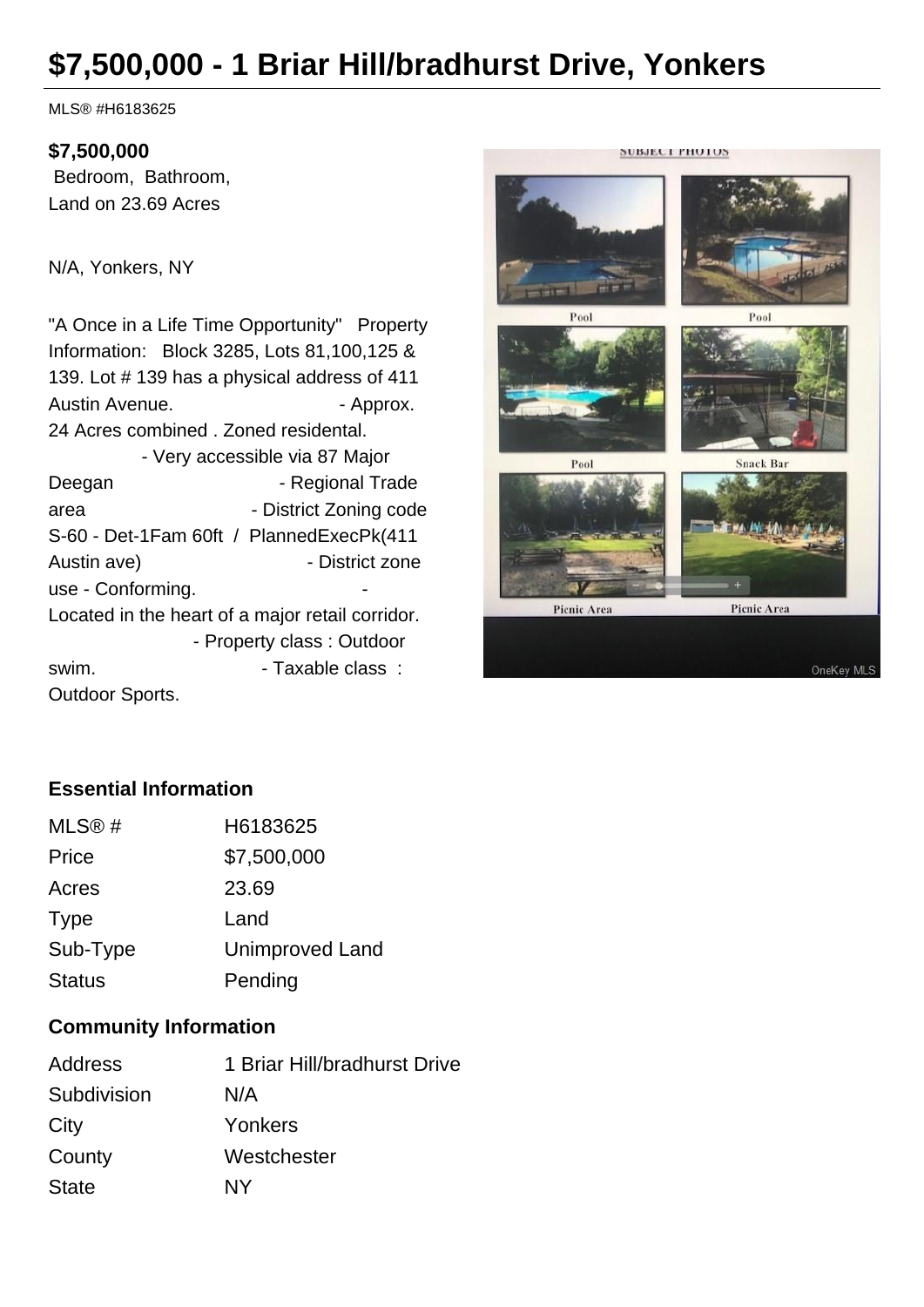# $7,500,000 - 1 Briar Hill/bradhurst Drive, Yonkers

MLS® #H6183625

**$7,500,000**

Bedroom, Bathroom,
Land on 23.69 Acres

N/A, Yonkers, NY

"A Once in a Life Time Opportunity" Property Information: Block 3285, Lots 81,100,125 & 139. Lot # 139 has a physical address of 411 Austin Avenue. - Approx. 24 Acres combined . Zoned residental. - Very accessible via 87 Major Deegan - Regional Trade area - District Zoning code S-60 - Det-1Fam 60ft / PlannedExecPk(411 Austin ave) - District zone use - Conforming. - Located in the heart of a major retail corridor. - Property class : Outdoor swim. - Taxable class : Outdoor Sports.

### Essential Information

| | |
|---|---|
| MLS® # | H6183625 |
| Price | $7,500,000 |
| Acres | 23.69 |
| Type | Land |
| Sub-Type | Unimproved Land |
| Status | Pending |

### Community Information

| | |
|---|---|
| Address | 1 Briar Hill/bradhurst Drive |
| Subdivision | N/A |
| City | Yonkers |
| County | Westchester |
| State | NY |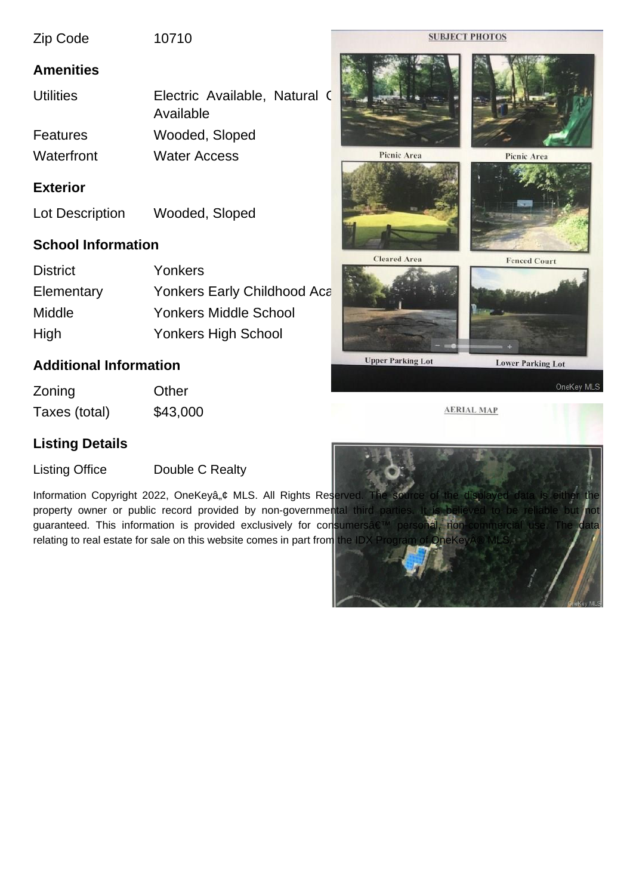| | |
|---|---|
| Zip Code | 10710 |

## Amenities

| | |
|---|---|
| Utilities | Electric Available, Natural G Available |
| Features | Wooded, Sloped |
| Waterfront | Water Access |

## Exterior

| | |
|---|---|
| Lot Description | Wooded, Sloped |

## School Information

| | |
|---|---|
| District | Yonkers |
| Elementary | Yonkers Early Childhood Aca |
| Middle | Yonkers Middle School |
| High | Yonkers High School |

## Additional Information

| | |
|---|---|
| Zoning | Other |
| Taxes (total) | $43,000 |

## Listing Details

| | |
|---|---|
| Listing Office | Double C Realty |

Information Copyright 2022, OneKeyâ„¢ MLS. All Rights Reserved. The source of the displayed data is either the property owner or public record provided by non-governmental third parties. It is believed to be reliable but not guaranteed. This information is provided exclusively for consumersâ€™ personal, non-commercial use. The data relating to real estate for sale on this website comes in part from the IDX Program of OneKeyÂ® MLS.

SUBJECT PHOTOS

Picnic Area

Picnic Area

Cleared Area

Fenced Court

Upper Parking Lot

Lower Parking Lot

OneKey MLS

AERIAL MAP

OneKey MLS